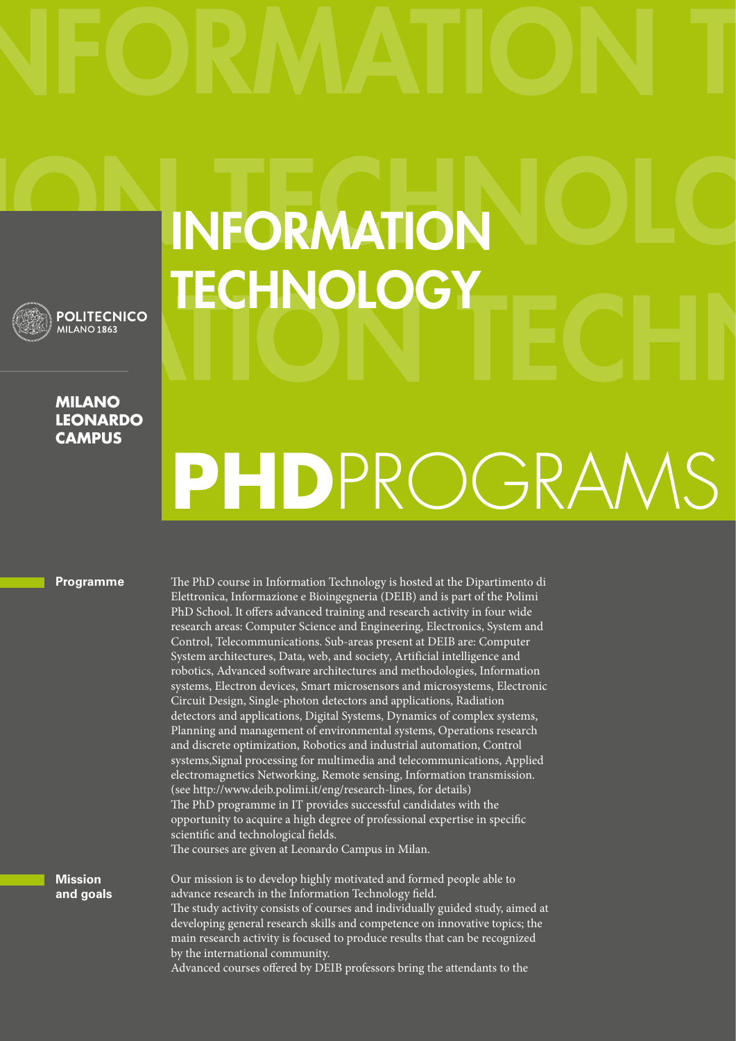# INFORMATION TECHNOLOGY

POLITECNICO MILANO 1863

**MILANO LEONARDO CAMPUS**

# **PHD**PROGRAMS

## Programme

The PhD course in Information Technology is hosted at the Dipartimento di Elettronica, Informazione e Bioingegneria (DEIB) and is part of the Polimi PhD School. It offers advanced training and research activity in four wide research areas: Computer Science and Engineering, Electronics, System and Control, Telecommunications. Sub-areas present at DEIB are: Computer System architectures, Data, web, and society, Artificial intelligence and robotics, Advanced software architectures and methodologies, Information systems, Electron devices, Smart microsensors and microsystems, Electronic Circuit Design, Single-photon detectors and applications, Radiation detectors and applications, Digital Systems, Dynamics of complex systems, Planning and management of environmental systems, Operations research and discrete optimization, Robotics and industrial automation, Control systems,Signal processing for multimedia and telecommunications, Applied electromagnetics Networking, Remote sensing, Information transmission. (see http://www.deib.polimi.it/eng/research-lines, for details)
The PhD programme in IT provides successful candidates with the opportunity to acquire a high degree of professional expertise in specific scientific and technological fields.
The courses are given at Leonardo Campus in Milan.

## Mission and goals

Our mission is to develop highly motivated and formed people able to advance research in the Information Technology field.
The study activity consists of courses and individually guided study, aimed at developing general research skills and competence on innovative topics; the main research activity is focused to produce results that can be recognized by the international community.
Advanced courses offered by DEIB professors bring the attendants to the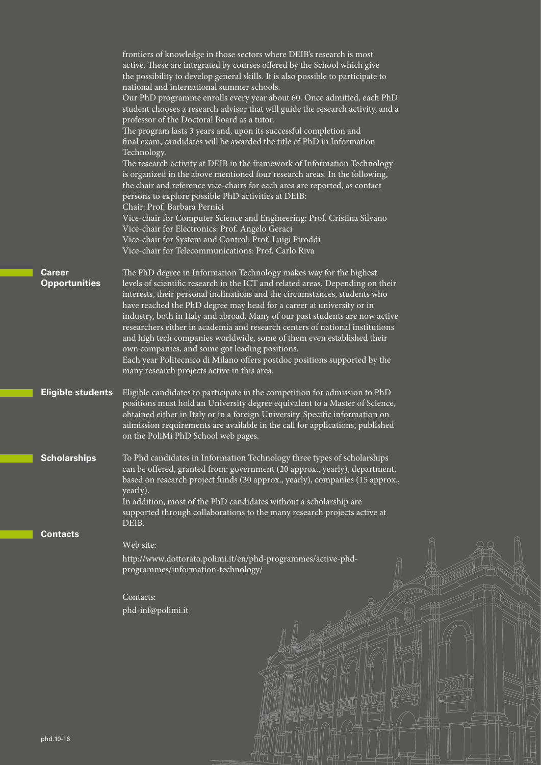frontiers of knowledge in those sectors where DEIB's research is most active. These are integrated by courses offered by the School which give the possibility to develop general skills. It is also possible to participate to national and international summer schools.

Our PhD programme enrolls every year about 60. Once admitted, each PhD student chooses a research advisor that will guide the research activity, and a professor of the Doctoral Board as a tutor.

The program lasts 3 years and, upon its successful completion and final exam, candidates will be awarded the title of PhD in Information Technology.

The research activity at DEIB in the framework of Information Technology is organized in the above mentioned four research areas. In the following, the chair and reference vice-chairs for each area are reported, as contact persons to explore possible PhD activities at DEIB:

Chair: Prof. Barbara Pernici

Vice-chair for Computer Science and Engineering: Prof. Cristina Silvano

Vice-chair for Electronics: Prof. Angelo Geraci

Vice-chair for System and Control: Prof. Luigi Piroddi

Vice-chair for Telecommunications: Prof. Carlo Riva

## Career Opportunities

The PhD degree in Information Technology makes way for the highest levels of scientific research in the ICT and related areas. Depending on their interests, their personal inclinations and the circumstances, students who have reached the PhD degree may head for a career at university or in industry, both in Italy and abroad. Many of our past students are now active researchers either in academia and research centers of national institutions and high tech companies worldwide, some of them even established their own companies, and some got leading positions.

Each year Politecnico di Milano offers postdoc positions supported by the many research projects active in this area.

## Eligible students

Eligible candidates to participate in the competition for admission to PhD positions must hold an University degree equivalent to a Master of Science, obtained either in Italy or in a foreign University. Specific information on admission requirements are available in the call for applications, published on the PoliMi PhD School web pages.

## Scholarships

To Phd candidates in Information Technology three types of scholarships can be offered, granted from: government (20 approx., yearly), department, based on research project funds (30 approx., yearly), companies (15 approx., yearly).

In addition, most of the PhD candidates without a scholarship are supported through collaborations to the many research projects active at DEIB.

## Contacts

Web site:

http://www.dottorato.polimi.it/en/phd-programmes/active-phd-programmes/information-technology/

Contacts:

phd-inf@polimi.it

phd.10-16